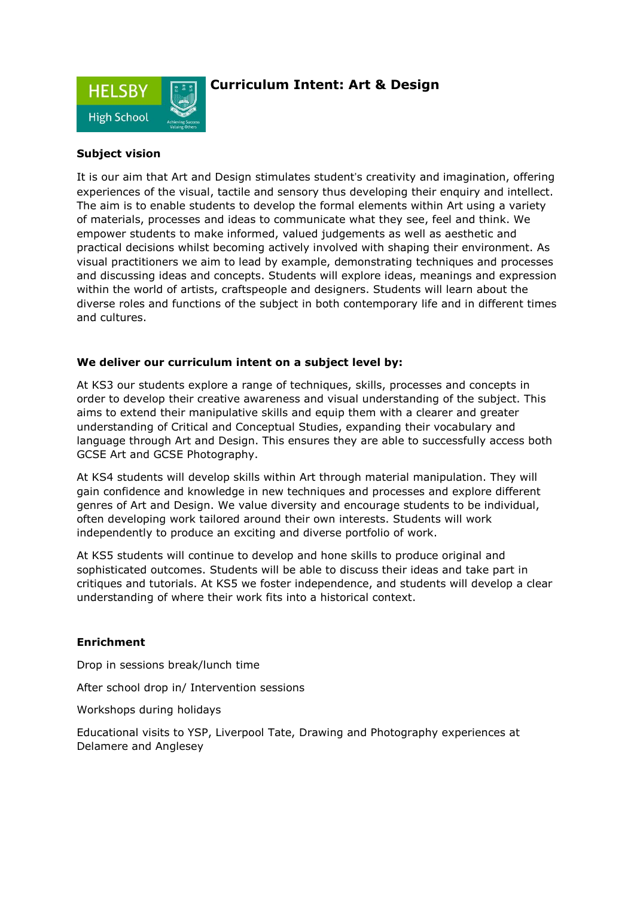HELSBY High School

# Curriculum Intent: Art & Design

**Subject vision**

It is our aim that Art and Design stimulates student's creativity and imagination, offering experiences of the visual, tactile and sensory thus developing their enquiry and intellect. The aim is to enable students to develop the formal elements within Art using a variety of materials, processes and ideas to communicate what they see, feel and think. We empower students to make informed, valued judgements as well as aesthetic and practical decisions whilst becoming actively involved with shaping their environment. As visual practitioners we aim to lead by example, demonstrating techniques and processes and discussing ideas and concepts. Students will explore ideas, meanings and expression within the world of artists, craftspeople and designers. Students will learn about the diverse roles and functions of the subject in both contemporary life and in different times and cultures.

**We deliver our curriculum intent on a subject level by:**

At KS3 our students explore a range of techniques, skills, processes and concepts in order to develop their creative awareness and visual understanding of the subject. This aims to extend their manipulative skills and equip them with a clearer and greater understanding of Critical and Conceptual Studies, expanding their vocabulary and language through Art and Design. This ensures they are able to successfully access both GCSE Art and GCSE Photography.

At KS4 students will develop skills within Art through material manipulation. They will gain confidence and knowledge in new techniques and processes and explore different genres of Art and Design. We value diversity and encourage students to be individual, often developing work tailored around their own interests. Students will work independently to produce an exciting and diverse portfolio of work.

At KS5 students will continue to develop and hone skills to produce original and sophisticated outcomes. Students will be able to discuss their ideas and take part in critiques and tutorials. At KS5 we foster independence, and students will develop a clear understanding of where their work fits into a historical context.

**Enrichment**

Drop in sessions break/lunch time

After school drop in/ Intervention sessions

Workshops during holidays

Educational visits to YSP, Liverpool Tate, Drawing and Photography experiences at Delamere and Anglesey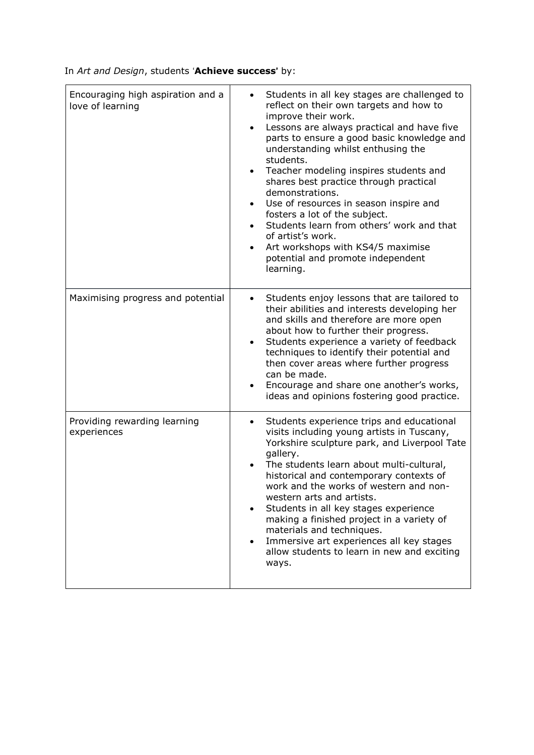In *Art and Design*, students '**Achieve success**' by:

| | |
|---|---|
| Encouraging high aspiration and a love of learning | • Students in all key stages are challenged to reflect on their own targets and how to improve their work.<br>• Lessons are always practical and have five parts to ensure a good basic knowledge and understanding whilst enthusing the students.<br>• Teacher modeling inspires students and shares best practice through practical demonstrations.<br>• Use of resources in season inspire and fosters a lot of the subject.<br>• Students learn from others' work and that of artist's work.<br>• Art workshops with KS4/5 maximise potential and promote independent learning. |
| Maximising progress and potential | • Students enjoy lessons that are tailored to their abilities and interests developing her and skills and therefore are more open about how to further their progress.<br>• Students experience a variety of feedback techniques to identify their potential and then cover areas where further progress can be made.<br>• Encourage and share one another's works, ideas and opinions fostering good practice. |
| Providing rewarding learning experiences | • Students experience trips and educational visits including young artists in Tuscany, Yorkshire sculpture park, and Liverpool Tate gallery.<br>• The students learn about multi-cultural, historical and contemporary contexts of work and the works of western and non-western arts and artists.<br>• Students in all key stages experience making a finished project in a variety of materials and techniques.<br>• Immersive art experiences all key stages allow students to learn in new and exciting ways. |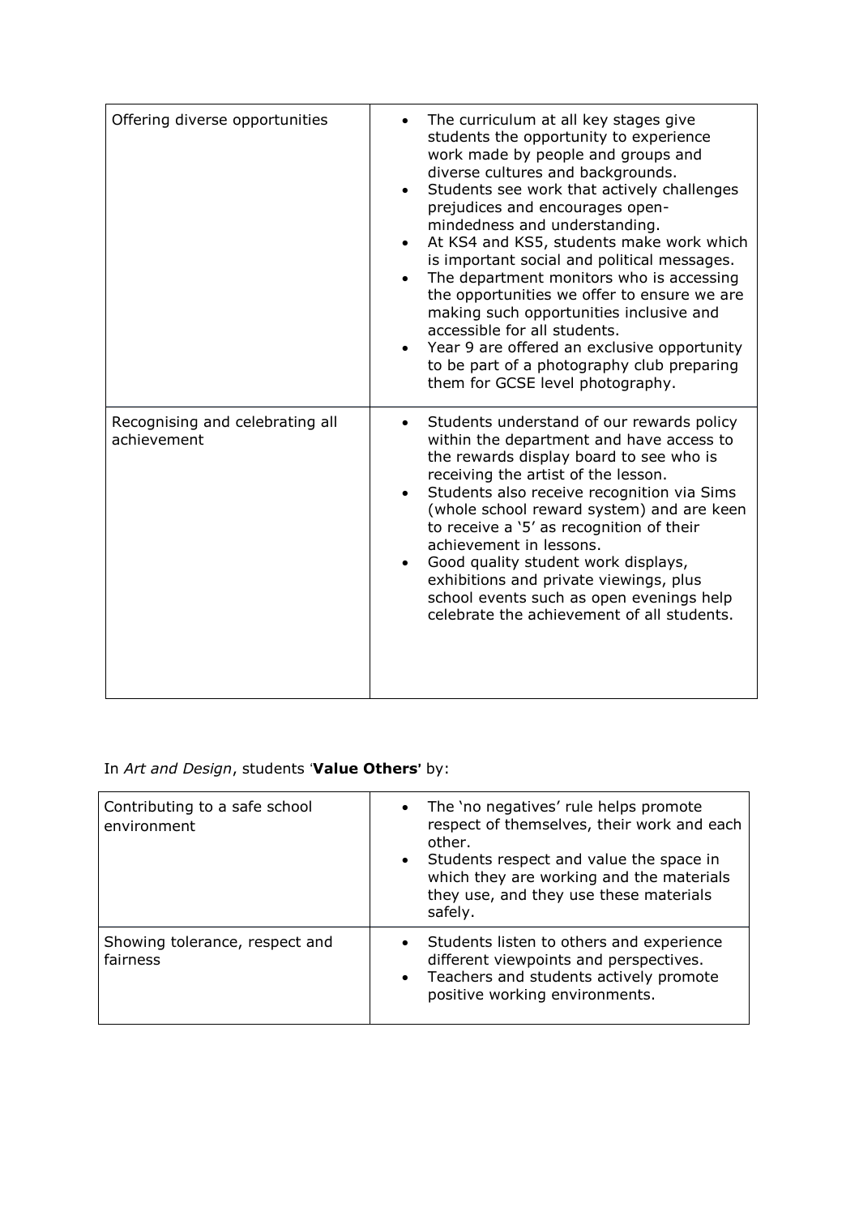| Offering diverse opportunities | <ul><li>The curriculum at all key stages give students the opportunity to experience work made by people and groups and diverse cultures and backgrounds.</li><li>Students see work that actively challenges prejudices and encourages open-mindedness and understanding.</li><li>At KS4 and KS5, students make work which is important social and political messages.</li><li>The department monitors who is accessing the opportunities we offer to ensure we are making such opportunities inclusive and accessible for all students.</li><li>Year 9 are offered an exclusive opportunity to be part of a photography club preparing them for GCSE level photography.</li></ul> |
|---|---|
| Recognising and celebrating all achievement | <ul><li>Students understand of our rewards policy within the department and have access to the rewards display board to see who is receiving the artist of the lesson.</li><li>Students also receive recognition via Sims (whole school reward system) and are keen to receive a '5' as recognition of their achievement in lessons.</li><li>Good quality student work displays, exhibitions and private viewings, plus school events such as open evenings help celebrate the achievement of all students.</li></ul> |

In *Art and Design*, students '**Value Others**' by:

| Contributing to a safe school environment | <ul><li>The 'no negatives' rule helps promote respect of themselves, their work and each other.</li><li>Students respect and value the space in which they are working and the materials they use, and they use these materials safely.</li></ul> |
|---|---|
| Showing tolerance, respect and fairness | <ul><li>Students listen to others and experience different viewpoints and perspectives.</li><li>Teachers and students actively promote positive working environments.</li></ul> |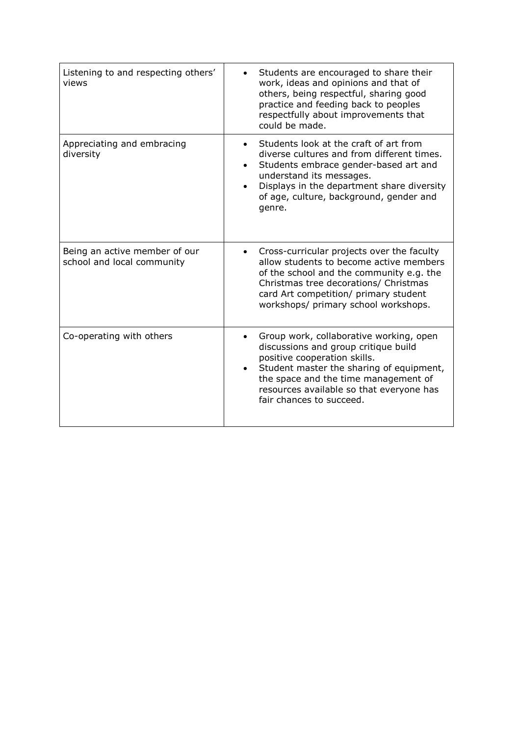| | |
|---|---|
| Listening to and respecting others' views | • Students are encouraged to share their work, ideas and opinions and that of others, being respectful, sharing good practice and feeding back to peoples respectfully about improvements that could be made. |
| Appreciating and embracing diversity | • Students look at the craft of art from diverse cultures and from different times.<br>• Students embrace gender-based art and understand its messages.<br>• Displays in the department share diversity of age, culture, background, gender and genre. |
| Being an active member of our school and local community | • Cross-curricular projects over the faculty allow students to become active members of the school and the community e.g. the Christmas tree decorations/ Christmas card Art competition/ primary student workshops/ primary school workshops. |
| Co-operating with others | • Group work, collaborative working, open discussions and group critique build positive cooperation skills.<br>• Student master the sharing of equipment, the space and the time management of resources available so that everyone has fair chances to succeed. |